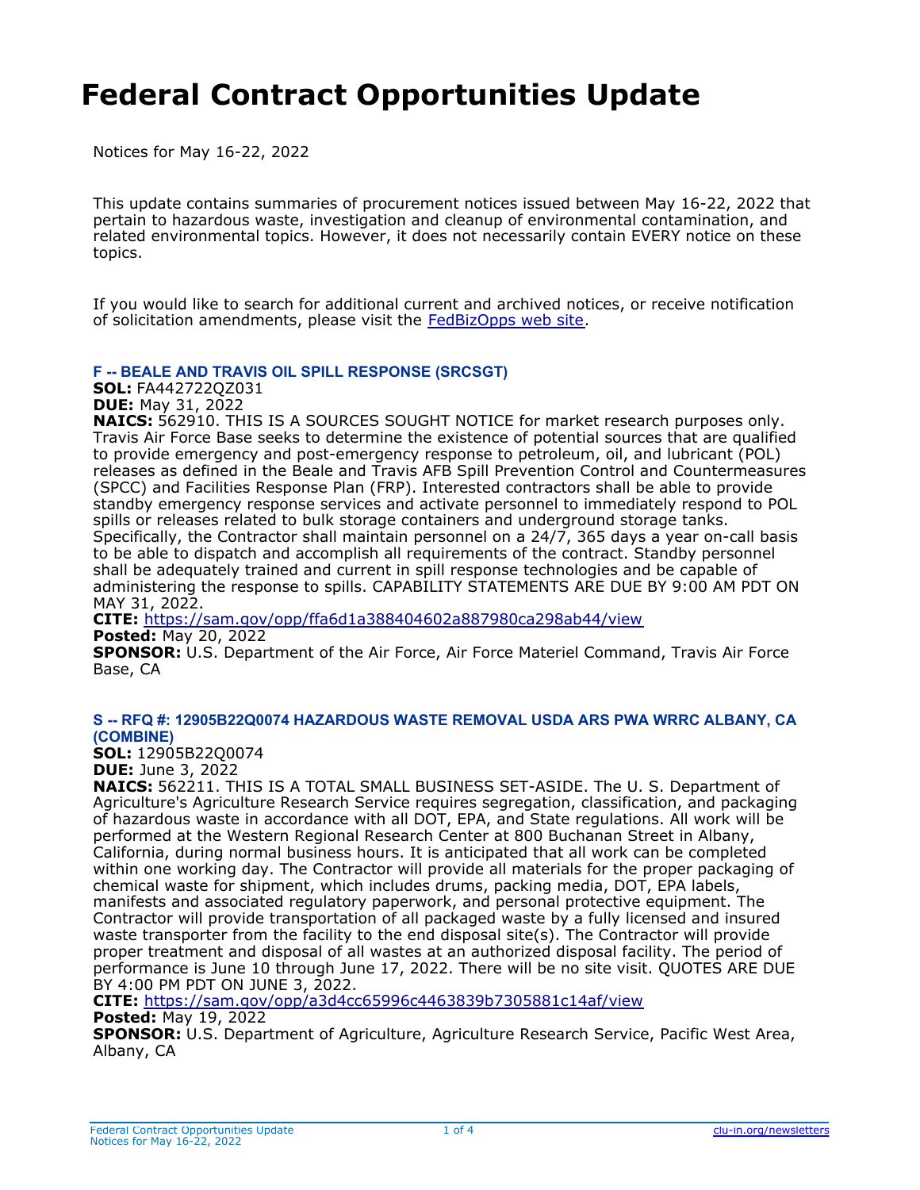# Federal Contract Opportunities Update

Notices for May 16-22, 2022

This update contains summaries of procurement notices issued between May 16-22, 2022 that pertain to hazardous waste, investigation and cleanup of environmental contamination, and related environmental topics. However, it does not necessarily contain EVERY notice on these topics.

If you would like to search for additional current and archived notices, or receive notification of solicitation amendments, please visit the [FedBizOpps web site](https://sam.gov).

### F -- BEALE AND TRAVIS OIL SPILL RESPONSE (SRCSGT)

**SOL:** FA442722QZ031
**DUE:** May 31, 2022
**NAICS:** 562910. THIS IS A SOURCES SOUGHT NOTICE for market research purposes only. Travis Air Force Base seeks to determine the existence of potential sources that are qualified to provide emergency and post-emergency response to petroleum, oil, and lubricant (POL) releases as defined in the Beale and Travis AFB Spill Prevention Control and Countermeasures (SPCC) and Facilities Response Plan (FRP). Interested contractors shall be able to provide standby emergency response services and activate personnel to immediately respond to POL spills or releases related to bulk storage containers and underground storage tanks. Specifically, the Contractor shall maintain personnel on a 24/7, 365 days a year on-call basis to be able to dispatch and accomplish all requirements of the contract. Standby personnel shall be adequately trained and current in spill response technologies and be capable of administering the response to spills. CAPABILITY STATEMENTS ARE DUE BY 9:00 AM PDT ON MAY 31, 2022.
**CITE:** https://sam.gov/opp/ffa6d1a388404602a887980ca298ab44/view
**Posted:** May 20, 2022
**SPONSOR:** U.S. Department of the Air Force, Air Force Materiel Command, Travis Air Force Base, CA

### S -- RFQ #: 12905B22Q0074 HAZARDOUS WASTE REMOVAL USDA ARS PWA WRRC ALBANY, CA (COMBINE)

**SOL:** 12905B22Q0074
**DUE:** June 3, 2022
**NAICS:** 562211. THIS IS A TOTAL SMALL BUSINESS SET-ASIDE. The U. S. Department of Agriculture's Agriculture Research Service requires segregation, classification, and packaging of hazardous waste in accordance with all DOT, EPA, and State regulations. All work will be performed at the Western Regional Research Center at 800 Buchanan Street in Albany, California, during normal business hours. It is anticipated that all work can be completed within one working day. The Contractor will provide all materials for the proper packaging of chemical waste for shipment, which includes drums, packing media, DOT, EPA labels, manifests and associated regulatory paperwork, and personal protective equipment. The Contractor will provide transportation of all packaged waste by a fully licensed and insured waste transporter from the facility to the end disposal site(s). The Contractor will provide proper treatment and disposal of all wastes at an authorized disposal facility. The period of performance is June 10 through June 17, 2022. There will be no site visit. QUOTES ARE DUE BY 4:00 PM PDT ON JUNE 3, 2022.
**CITE:** https://sam.gov/opp/a3d4cc65996c4463839b7305881c14af/view
**Posted:** May 19, 2022
**SPONSOR:** U.S. Department of Agriculture, Agriculture Research Service, Pacific West Area, Albany, CA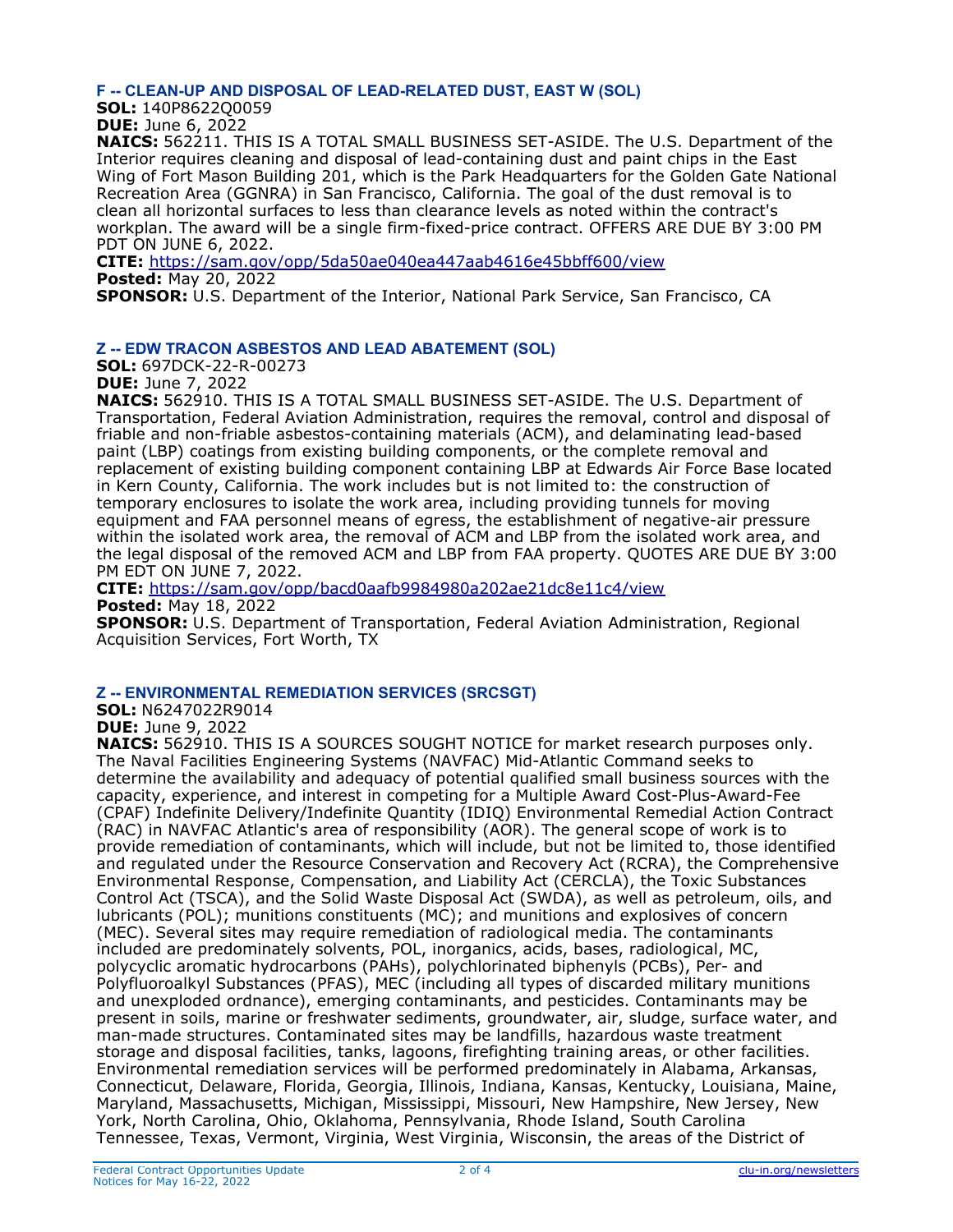### F -- CLEAN-UP AND DISPOSAL OF LEAD-RELATED DUST, EAST W (SOL)

**SOL:** 140P8622Q0059
**DUE:** June 6, 2022
**NAICS:** 562211. THIS IS A TOTAL SMALL BUSINESS SET-ASIDE. The U.S. Department of the Interior requires cleaning and disposal of lead-containing dust and paint chips in the East Wing of Fort Mason Building 201, which is the Park Headquarters for the Golden Gate National Recreation Area (GGNRA) in San Francisco, California. The goal of the dust removal is to clean all horizontal surfaces to less than clearance levels as noted within the contract's workplan. The award will be a single firm-fixed-price contract. OFFERS ARE DUE BY 3:00 PM PDT ON JUNE 6, 2022.
**CITE:** https://sam.gov/opp/5da50ae040ea447aab4616e45bbff600/view
**Posted:** May 20, 2022
**SPONSOR:** U.S. Department of the Interior, National Park Service, San Francisco, CA

### Z -- EDW TRACON ASBESTOS AND LEAD ABATEMENT (SOL)

**SOL:** 697DCK-22-R-00273
**DUE:** June 7, 2022
**NAICS:** 562910. THIS IS A TOTAL SMALL BUSINESS SET-ASIDE. The U.S. Department of Transportation, Federal Aviation Administration, requires the removal, control and disposal of friable and non-friable asbestos-containing materials (ACM), and delaminating lead-based paint (LBP) coatings from existing building components, or the complete removal and replacement of existing building component containing LBP at Edwards Air Force Base located in Kern County, California. The work includes but is not limited to: the construction of temporary enclosures to isolate the work area, including providing tunnels for moving equipment and FAA personnel means of egress, the establishment of negative-air pressure within the isolated work area, the removal of ACM and LBP from the isolated work area, and the legal disposal of the removed ACM and LBP from FAA property. QUOTES ARE DUE BY 3:00 PM EDT ON JUNE 7, 2022.
**CITE:** https://sam.gov/opp/bacd0aafb9984980a202ae21dc8e11c4/view
**Posted:** May 18, 2022
**SPONSOR:** U.S. Department of Transportation, Federal Aviation Administration, Regional Acquisition Services, Fort Worth, TX

### Z -- ENVIRONMENTAL REMEDIATION SERVICES (SRCSGT)

**SOL:** N6247022R9014
**DUE:** June 9, 2022
**NAICS:** 562910. THIS IS A SOURCES SOUGHT NOTICE for market research purposes only. The Naval Facilities Engineering Systems (NAVFAC) Mid-Atlantic Command seeks to determine the availability and adequacy of potential qualified small business sources with the capacity, experience, and interest in competing for a Multiple Award Cost-Plus-Award-Fee (CPAF) Indefinite Delivery/Indefinite Quantity (IDIQ) Environmental Remedial Action Contract (RAC) in NAVFAC Atlantic's area of responsibility (AOR). The general scope of work is to provide remediation of contaminants, which will include, but not be limited to, those identified and regulated under the Resource Conservation and Recovery Act (RCRA), the Comprehensive Environmental Response, Compensation, and Liability Act (CERCLA), the Toxic Substances Control Act (TSCA), and the Solid Waste Disposal Act (SWDA), as well as petroleum, oils, and lubricants (POL); munitions constituents (MC); and munitions and explosives of concern (MEC). Several sites may require remediation of radiological media. The contaminants included are predominately solvents, POL, inorganics, acids, bases, radiological, MC, polycyclic aromatic hydrocarbons (PAHs), polychlorinated biphenyls (PCBs), Per- and Polyfluoroalkyl Substances (PFAS), MEC (including all types of discarded military munitions and unexploded ordnance), emerging contaminants, and pesticides. Contaminants may be present in soils, marine or freshwater sediments, groundwater, air, sludge, surface water, and man-made structures. Contaminated sites may be landfills, hazardous waste treatment storage and disposal facilities, tanks, lagoons, firefighting training areas, or other facilities. Environmental remediation services will be performed predominately in Alabama, Arkansas, Connecticut, Delaware, Florida, Georgia, Illinois, Indiana, Kansas, Kentucky, Louisiana, Maine, Maryland, Massachusetts, Michigan, Mississippi, Missouri, New Hampshire, New Jersey, New York, North Carolina, Ohio, Oklahoma, Pennsylvania, Rhode Island, South Carolina Tennessee, Texas, Vermont, Virginia, West Virginia, Wisconsin, the areas of the District of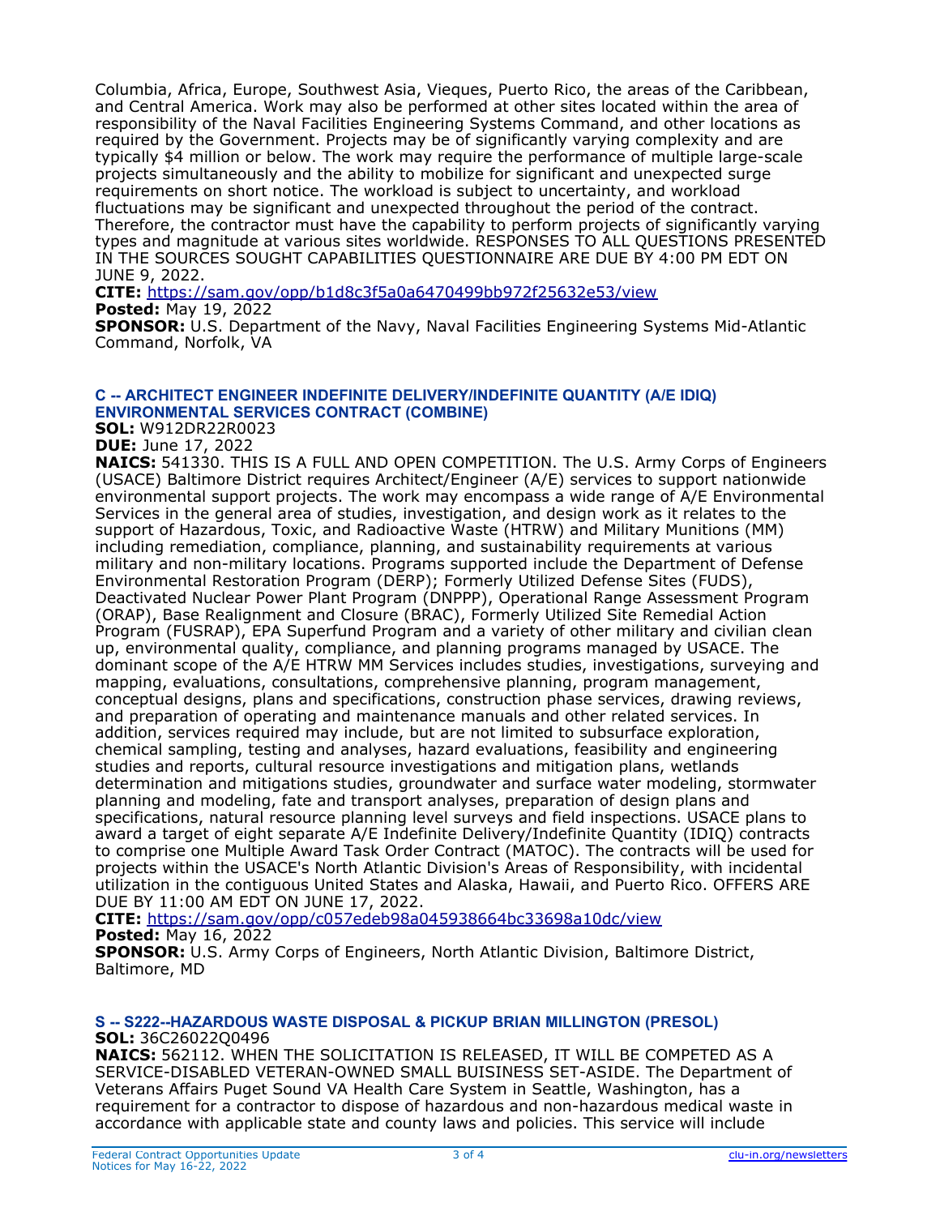Columbia, Africa, Europe, Southwest Asia, Vieques, Puerto Rico, the areas of the Caribbean, and Central America. Work may also be performed at other sites located within the area of responsibility of the Naval Facilities Engineering Systems Command, and other locations as required by the Government. Projects may be of significantly varying complexity and are typically $4 million or below. The work may require the performance of multiple large-scale projects simultaneously and the ability to mobilize for significant and unexpected surge requirements on short notice. The workload is subject to uncertainty, and workload fluctuations may be significant and unexpected throughout the period of the contract. Therefore, the contractor must have the capability to perform projects of significantly varying types and magnitude at various sites worldwide. RESPONSES TO ALL QUESTIONS PRESENTED IN THE SOURCES SOUGHT CAPABILITIES QUESTIONNAIRE ARE DUE BY 4:00 PM EDT ON JUNE 9, 2022.
**CITE:** https://sam.gov/opp/b1d8c3f5a0a6470499bb972f25632e53/view
**Posted:** May 19, 2022
**SPONSOR:** U.S. Department of the Navy, Naval Facilities Engineering Systems Mid-Atlantic Command, Norfolk, VA

### C -- ARCHITECT ENGINEER INDEFINITE DELIVERY/INDEFINITE QUANTITY (A/E IDIQ) ENVIRONMENTAL SERVICES CONTRACT (COMBINE)

**SOL:** W912DR22R0023
**DUE:** June 17, 2022
**NAICS:** 541330. THIS IS A FULL AND OPEN COMPETITION. The U.S. Army Corps of Engineers (USACE) Baltimore District requires Architect/Engineer (A/E) services to support nationwide environmental support projects. The work may encompass a wide range of A/E Environmental Services in the general area of studies, investigation, and design work as it relates to the support of Hazardous, Toxic, and Radioactive Waste (HTRW) and Military Munitions (MM) including remediation, compliance, planning, and sustainability requirements at various military and non-military locations. Programs supported include the Department of Defense Environmental Restoration Program (DERP); Formerly Utilized Defense Sites (FUDS), Deactivated Nuclear Power Plant Program (DNPPP), Operational Range Assessment Program (ORAP), Base Realignment and Closure (BRAC), Formerly Utilized Site Remedial Action Program (FUSRAP), EPA Superfund Program and a variety of other military and civilian clean up, environmental quality, compliance, and planning programs managed by USACE. The dominant scope of the A/E HTRW MM Services includes studies, investigations, surveying and mapping, evaluations, consultations, comprehensive planning, program management, conceptual designs, plans and specifications, construction phase services, drawing reviews, and preparation of operating and maintenance manuals and other related services. In addition, services required may include, but are not limited to subsurface exploration, chemical sampling, testing and analyses, hazard evaluations, feasibility and engineering studies and reports, cultural resource investigations and mitigation plans, wetlands determination and mitigations studies, groundwater and surface water modeling, stormwater planning and modeling, fate and transport analyses, preparation of design plans and specifications, natural resource planning level surveys and field inspections. USACE plans to award a target of eight separate A/E Indefinite Delivery/Indefinite Quantity (IDIQ) contracts to comprise one Multiple Award Task Order Contract (MATOC). The contracts will be used for projects within the USACE's North Atlantic Division's Areas of Responsibility, with incidental utilization in the contiguous United States and Alaska, Hawaii, and Puerto Rico. OFFERS ARE DUE BY 11:00 AM EDT ON JUNE 17, 2022.
**CITE:** https://sam.gov/opp/c057edeb98a045938664bc33698a10dc/view
**Posted:** May 16, 2022
**SPONSOR:** U.S. Army Corps of Engineers, North Atlantic Division, Baltimore District, Baltimore, MD

### S -- S222--HAZARDOUS WASTE DISPOSAL & PICKUP BRIAN MILLINGTON (PRESOL)

**SOL:** 36C26022Q0496
**NAICS:** 562112. WHEN THE SOLICITATION IS RELEASED, IT WILL BE COMPETED AS A SERVICE-DISABLED VETERAN-OWNED SMALL BUISINESS SET-ASIDE. The Department of Veterans Affairs Puget Sound VA Health Care System in Seattle, Washington, has a requirement for a contractor to dispose of hazardous and non-hazardous medical waste in accordance with applicable state and county laws and policies. This service will include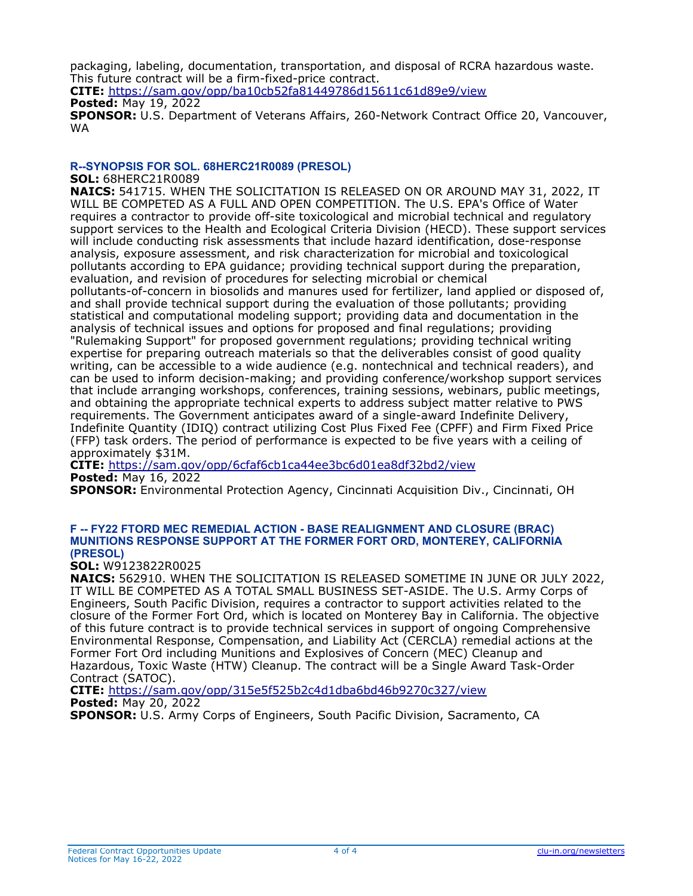packaging, labeling, documentation, transportation, and disposal of RCRA hazardous waste. This future contract will be a firm-fixed-price contract.
**CITE:** https://sam.gov/opp/ba10cb52fa81449786d15611c61d89e9/view
**Posted:** May 19, 2022
**SPONSOR:** U.S. Department of Veterans Affairs, 260-Network Contract Office 20, Vancouver, WA

### R--SYNOPSIS FOR SOL. 68HERC21R0089 (PRESOL)

**SOL:** 68HERC21R0089
**NAICS:** 541715. WHEN THE SOLICITATION IS RELEASED ON OR AROUND MAY 31, 2022, IT WILL BE COMPETED AS A FULL AND OPEN COMPETITION. The U.S. EPA's Office of Water requires a contractor to provide off-site toxicological and microbial technical and regulatory support services to the Health and Ecological Criteria Division (HECD). These support services will include conducting risk assessments that include hazard identification, dose-response analysis, exposure assessment, and risk characterization for microbial and toxicological pollutants according to EPA guidance; providing technical support during the preparation, evaluation, and revision of procedures for selecting microbial or chemical pollutants-of-concern in biosolids and manures used for fertilizer, land applied or disposed of, and shall provide technical support during the evaluation of those pollutants; providing statistical and computational modeling support; providing data and documentation in the analysis of technical issues and options for proposed and final regulations; providing "Rulemaking Support" for proposed government regulations; providing technical writing expertise for preparing outreach materials so that the deliverables consist of good quality writing, can be accessible to a wide audience (e.g. nontechnical and technical readers), and can be used to inform decision-making; and providing conference/workshop support services that include arranging workshops, conferences, training sessions, webinars, public meetings, and obtaining the appropriate technical experts to address subject matter relative to PWS requirements. The Government anticipates award of a single-award Indefinite Delivery, Indefinite Quantity (IDIQ) contract utilizing Cost Plus Fixed Fee (CPFF) and Firm Fixed Price (FFP) task orders. The period of performance is expected to be five years with a ceiling of approximately $31M.
**CITE:** https://sam.gov/opp/6cfaf6cb1ca44ee3bc6d01ea8df32bd2/view
**Posted:** May 16, 2022
**SPONSOR:** Environmental Protection Agency, Cincinnati Acquisition Div., Cincinnati, OH

### F -- FY22 FTORD MEC REMEDIAL ACTION - BASE REALIGNMENT AND CLOSURE (BRAC) MUNITIONS RESPONSE SUPPORT AT THE FORMER FORT ORD, MONTEREY, CALIFORNIA (PRESOL)

**SOL:** W9123822R0025
**NAICS:** 562910. WHEN THE SOLICITATION IS RELEASED SOMETIME IN JUNE OR JULY 2022, IT WILL BE COMPETED AS A TOTAL SMALL BUSINESS SET-ASIDE. The U.S. Army Corps of Engineers, South Pacific Division, requires a contractor to support activities related to the closure of the Former Fort Ord, which is located on Monterey Bay in California. The objective of this future contract is to provide technical services in support of ongoing Comprehensive Environmental Response, Compensation, and Liability Act (CERCLA) remedial actions at the Former Fort Ord including Munitions and Explosives of Concern (MEC) Cleanup and Hazardous, Toxic Waste (HTW) Cleanup. The contract will be a Single Award Task-Order Contract (SATOC).
**CITE:** https://sam.gov/opp/315e5f525b2c4d1dba6bd46b9270c327/view
**Posted:** May 20, 2022
**SPONSOR:** U.S. Army Corps of Engineers, South Pacific Division, Sacramento, CA